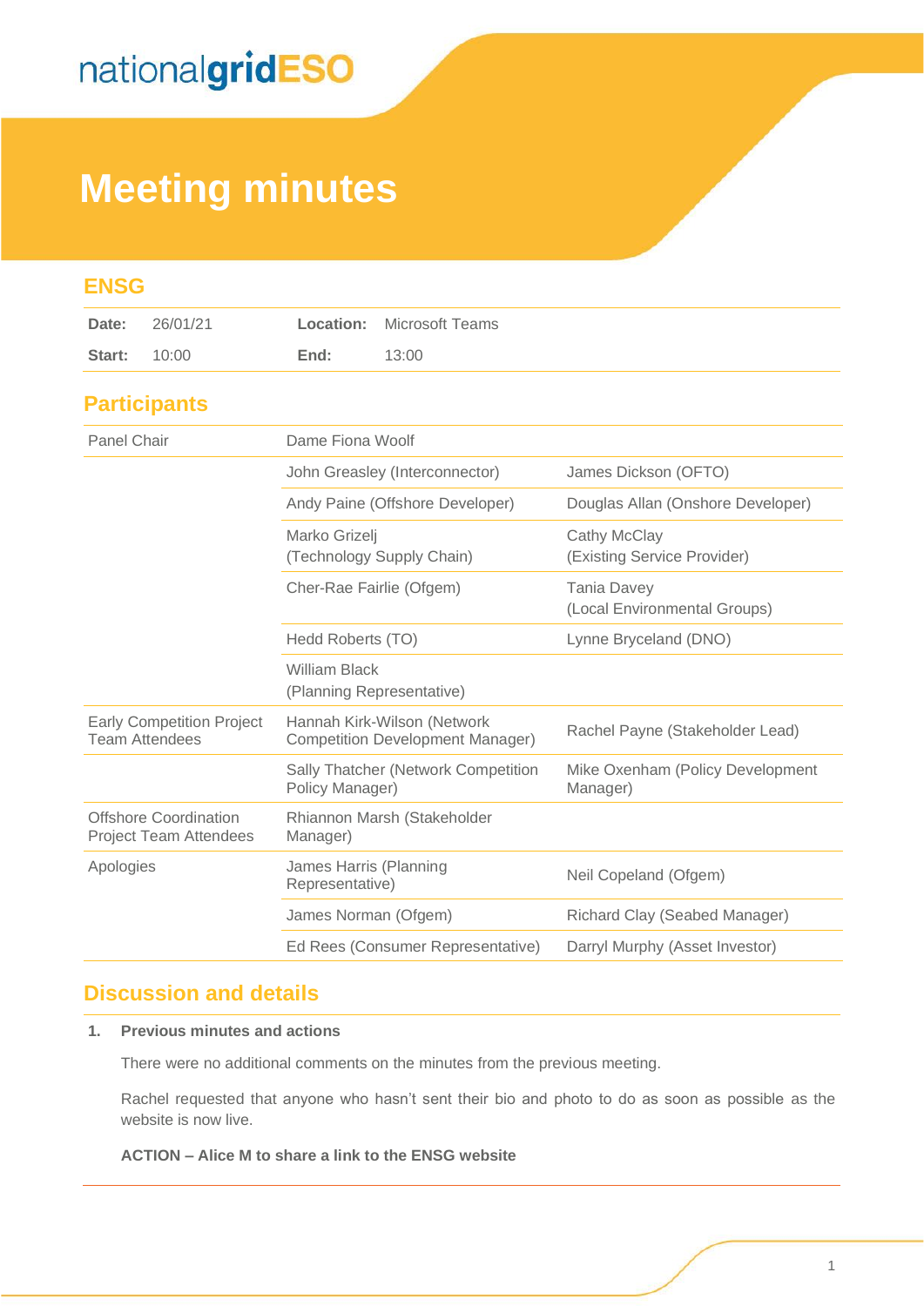nationalgridESO

# Meeting minutes

## ENSG

| Date: | 26/01/21 | Location: | Microsoft Teams |
|---|---|---|---|
| Start: | 10:00 | End: | 13:00 |

## Participants

| | | |
|---|---|---|
| Panel Chair | Dame Fiona Woolf | |
| | John Greasley (Interconnector) | James Dickson (OFTO) |
| | Andy Paine (Offshore Developer) | Douglas Allan (Onshore Developer) |
| | Marko Grizelj (Technology Supply Chain) | Cathy McClay (Existing Service Provider) |
| | Cher-Rae Fairlie (Ofgem) | Tania Davey (Local Environmental Groups) |
| | Hedd Roberts (TO) | Lynne Bryceland (DNO) |
| | William Black (Planning Representative) | |
| Early Competition Project Team Attendees | Hannah Kirk-Wilson (Network Competition Development Manager) | Rachel Payne (Stakeholder Lead) |
| | Sally Thatcher (Network Competition Policy Manager) | Mike Oxenham (Policy Development Manager) |
| Offshore Coordination Project Team Attendees | Rhiannon Marsh (Stakeholder Manager) | |
| Apologies | James Harris (Planning Representative) | Neil Copeland (Ofgem) |
| | James Norman (Ofgem) | Richard Clay (Seabed Manager) |
| | Ed Rees (Consumer Representative) | Darryl Murphy (Asset Investor) |

## Discussion and details

**1. Previous minutes and actions**

There were no additional comments on the minutes from the previous meeting.

Rachel requested that anyone who hasn't sent their bio and photo to do as soon as possible as the website is now live.

**ACTION – Alice M to share a link to the ENSG website**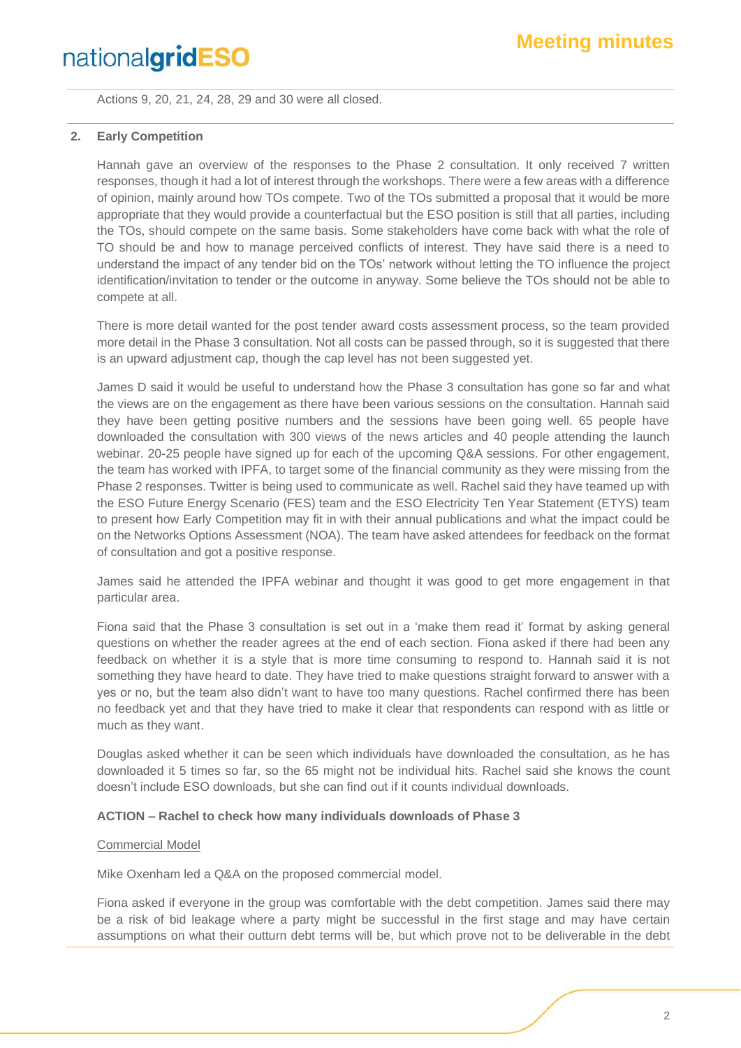Actions 9, 20, 21, 24, 28, 29 and 30 were all closed.

**2. Early Competition**

Hannah gave an overview of the responses to the Phase 2 consultation. It only received 7 written responses, though it had a lot of interest through the workshops. There were a few areas with a difference of opinion, mainly around how TOs compete. Two of the TOs submitted a proposal that it would be more appropriate that they would provide a counterfactual but the ESO position is still that all parties, including the TOs, should compete on the same basis. Some stakeholders have come back with what the role of TO should be and how to manage perceived conflicts of interest. They have said there is a need to understand the impact of any tender bid on the TOs' network without letting the TO influence the project identification/invitation to tender or the outcome in anyway. Some believe the TOs should not be able to compete at all.

There is more detail wanted for the post tender award costs assessment process, so the team provided more detail in the Phase 3 consultation. Not all costs can be passed through, so it is suggested that there is an upward adjustment cap, though the cap level has not been suggested yet.

James D said it would be useful to understand how the Phase 3 consultation has gone so far and what the views are on the engagement as there have been various sessions on the consultation. Hannah said they have been getting positive numbers and the sessions have been going well. 65 people have downloaded the consultation with 300 views of the news articles and 40 people attending the launch webinar. 20-25 people have signed up for each of the upcoming Q&A sessions. For other engagement, the team has worked with IPFA, to target some of the financial community as they were missing from the Phase 2 responses. Twitter is being used to communicate as well. Rachel said they have teamed up with the ESO Future Energy Scenario (FES) team and the ESO Electricity Ten Year Statement (ETYS) team to present how Early Competition may fit in with their annual publications and what the impact could be on the Networks Options Assessment (NOA). The team have asked attendees for feedback on the format of consultation and got a positive response.

James said he attended the IPFA webinar and thought it was good to get more engagement in that particular area.

Fiona said that the Phase 3 consultation is set out in a 'make them read it' format by asking general questions on whether the reader agrees at the end of each section. Fiona asked if there had been any feedback on whether it is a style that is more time consuming to respond to. Hannah said it is not something they have heard to date. They have tried to make questions straight forward to answer with a yes or no, but the team also didn't want to have too many questions. Rachel confirmed there has been no feedback yet and that they have tried to make it clear that respondents can respond with as little or much as they want.

Douglas asked whether it can be seen which individuals have downloaded the consultation, as he has downloaded it 5 times so far, so the 65 might not be individual hits. Rachel said she knows the count doesn't include ESO downloads, but she can find out if it counts individual downloads.

**ACTION – Rachel to check how many individuals downloads of Phase 3**

<u>Commercial Model</u>

Mike Oxenham led a Q&A on the proposed commercial model.

Fiona asked if everyone in the group was comfortable with the debt competition. James said there may be a risk of bid leakage where a party might be successful in the first stage and may have certain assumptions on what their outturn debt terms will be, but which prove not to be deliverable in the debt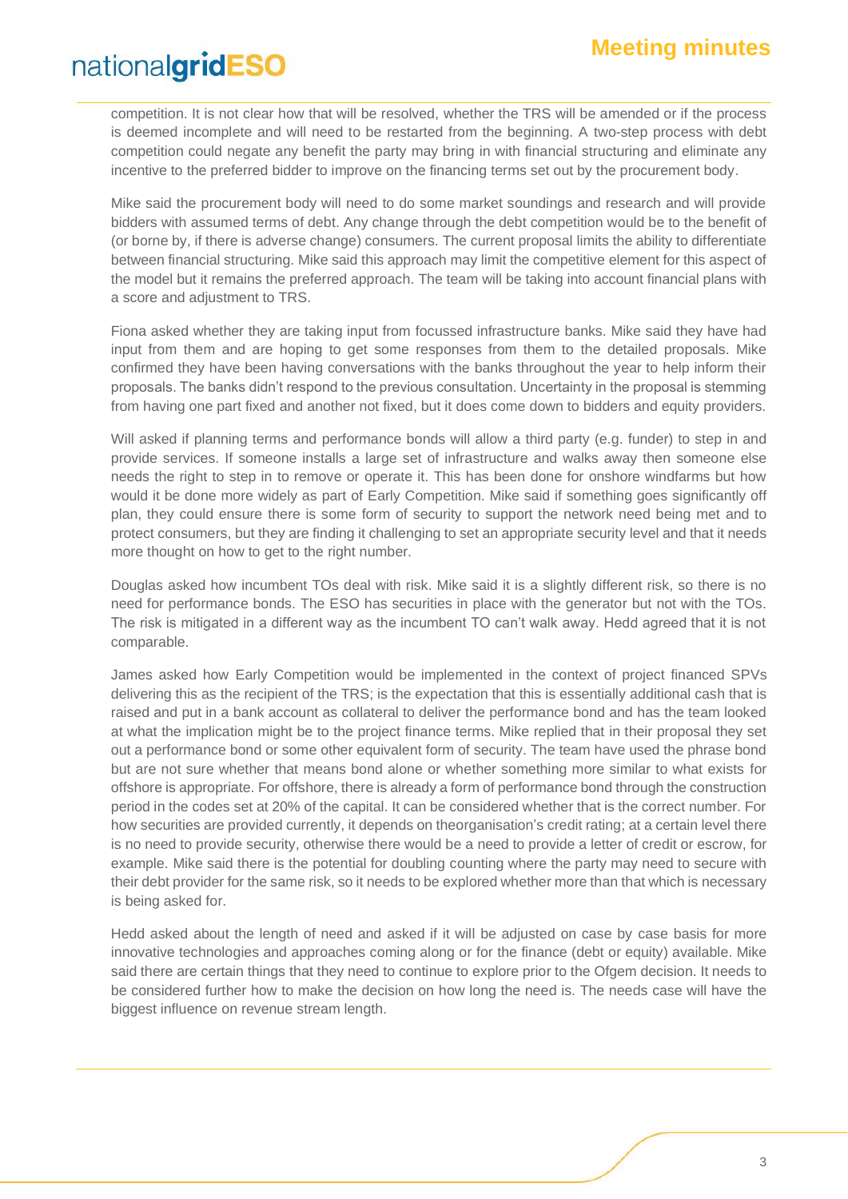competition. It is not clear how that will be resolved, whether the TRS will be amended or if the process is deemed incomplete and will need to be restarted from the beginning. A two-step process with debt competition could negate any benefit the party may bring in with financial structuring and eliminate any incentive to the preferred bidder to improve on the financing terms set out by the procurement body.

Mike said the procurement body will need to do some market soundings and research and will provide bidders with assumed terms of debt. Any change through the debt competition would be to the benefit of (or borne by, if there is adverse change) consumers. The current proposal limits the ability to differentiate between financial structuring. Mike said this approach may limit the competitive element for this aspect of the model but it remains the preferred approach. The team will be taking into account financial plans with a score and adjustment to TRS.

Fiona asked whether they are taking input from focussed infrastructure banks. Mike said they have had input from them and are hoping to get some responses from them to the detailed proposals. Mike confirmed they have been having conversations with the banks throughout the year to help inform their proposals. The banks didn't respond to the previous consultation. Uncertainty in the proposal is stemming from having one part fixed and another not fixed, but it does come down to bidders and equity providers.

Will asked if planning terms and performance bonds will allow a third party (e.g. funder) to step in and provide services. If someone installs a large set of infrastructure and walks away then someone else needs the right to step in to remove or operate it. This has been done for onshore windfarms but how would it be done more widely as part of Early Competition. Mike said if something goes significantly off plan, they could ensure there is some form of security to support the network need being met and to protect consumers, but they are finding it challenging to set an appropriate security level and that it needs more thought on how to get to the right number.

Douglas asked how incumbent TOs deal with risk. Mike said it is a slightly different risk, so there is no need for performance bonds. The ESO has securities in place with the generator but not with the TOs. The risk is mitigated in a different way as the incumbent TO can't walk away. Hedd agreed that it is not comparable.

James asked how Early Competition would be implemented in the context of project financed SPVs delivering this as the recipient of the TRS; is the expectation that this is essentially additional cash that is raised and put in a bank account as collateral to deliver the performance bond and has the team looked at what the implication might be to the project finance terms. Mike replied that in their proposal they set out a performance bond or some other equivalent form of security. The team have used the phrase bond but are not sure whether that means bond alone or whether something more similar to what exists for offshore is appropriate. For offshore, there is already a form of performance bond through the construction period in the codes set at 20% of the capital. It can be considered whether that is the correct number. For how securities are provided currently, it depends on theorganisation's credit rating; at a certain level there is no need to provide security, otherwise there would be a need to provide a letter of credit or escrow, for example. Mike said there is the potential for doubling counting where the party may need to secure with their debt provider for the same risk, so it needs to be explored whether more than that which is necessary is being asked for.

Hedd asked about the length of need and asked if it will be adjusted on case by case basis for more innovative technologies and approaches coming along or for the finance (debt or equity) available. Mike said there are certain things that they need to continue to explore prior to the Ofgem decision. It needs to be considered further how to make the decision on how long the need is. The needs case will have the biggest influence on revenue stream length.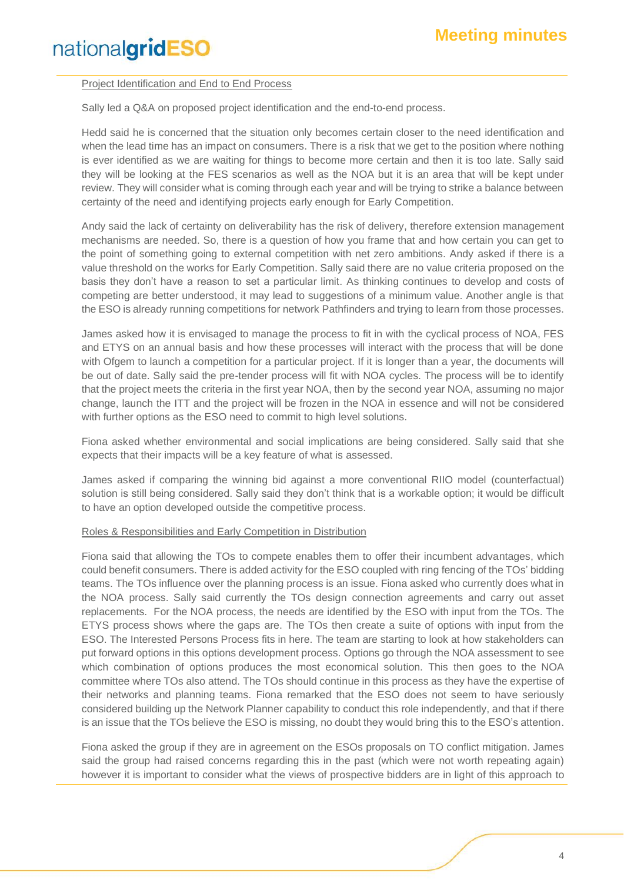Project Identification and End to End Process

Sally led a Q&A on proposed project identification and the end-to-end process.

Hedd said he is concerned that the situation only becomes certain closer to the need identification and when the lead time has an impact on consumers. There is a risk that we get to the position where nothing is ever identified as we are waiting for things to become more certain and then it is too late. Sally said they will be looking at the FES scenarios as well as the NOA but it is an area that will be kept under review. They will consider what is coming through each year and will be trying to strike a balance between certainty of the need and identifying projects early enough for Early Competition.

Andy said the lack of certainty on deliverability has the risk of delivery, therefore extension management mechanisms are needed. So, there is a question of how you frame that and how certain you can get to the point of something going to external competition with net zero ambitions. Andy asked if there is a value threshold on the works for Early Competition. Sally said there are no value criteria proposed on the basis they don't have a reason to set a particular limit. As thinking continues to develop and costs of competing are better understood, it may lead to suggestions of a minimum value. Another angle is that the ESO is already running competitions for network Pathfinders and trying to learn from those processes.

James asked how it is envisaged to manage the process to fit in with the cyclical process of NOA, FES and ETYS on an annual basis and how these processes will interact with the process that will be done with Ofgem to launch a competition for a particular project. If it is longer than a year, the documents will be out of date. Sally said the pre-tender process will fit with NOA cycles. The process will be to identify that the project meets the criteria in the first year NOA, then by the second year NOA, assuming no major change, launch the ITT and the project will be frozen in the NOA in essence and will not be considered with further options as the ESO need to commit to high level solutions.

Fiona asked whether environmental and social implications are being considered. Sally said that she expects that their impacts will be a key feature of what is assessed.

James asked if comparing the winning bid against a more conventional RIIO model (counterfactual) solution is still being considered. Sally said they don't think that is a workable option; it would be difficult to have an option developed outside the competitive process.

Roles & Responsibilities and Early Competition in Distribution

Fiona said that allowing the TOs to compete enables them to offer their incumbent advantages, which could benefit consumers. There is added activity for the ESO coupled with ring fencing of the TOs' bidding teams. The TOs influence over the planning process is an issue. Fiona asked who currently does what in the NOA process. Sally said currently the TOs design connection agreements and carry out asset replacements. For the NOA process, the needs are identified by the ESO with input from the TOs. The ETYS process shows where the gaps are. The TOs then create a suite of options with input from the ESO. The Interested Persons Process fits in here. The team are starting to look at how stakeholders can put forward options in this options development process. Options go through the NOA assessment to see which combination of options produces the most economical solution. This then goes to the NOA committee where TOs also attend. The TOs should continue in this process as they have the expertise of their networks and planning teams. Fiona remarked that the ESO does not seem to have seriously considered building up the Network Planner capability to conduct this role independently, and that if there is an issue that the TOs believe the ESO is missing, no doubt they would bring this to the ESO's attention.

Fiona asked the group if they are in agreement on the ESOs proposals on TO conflict mitigation. James said the group had raised concerns regarding this in the past (which were not worth repeating again) however it is important to consider what the views of prospective bidders are in light of this approach to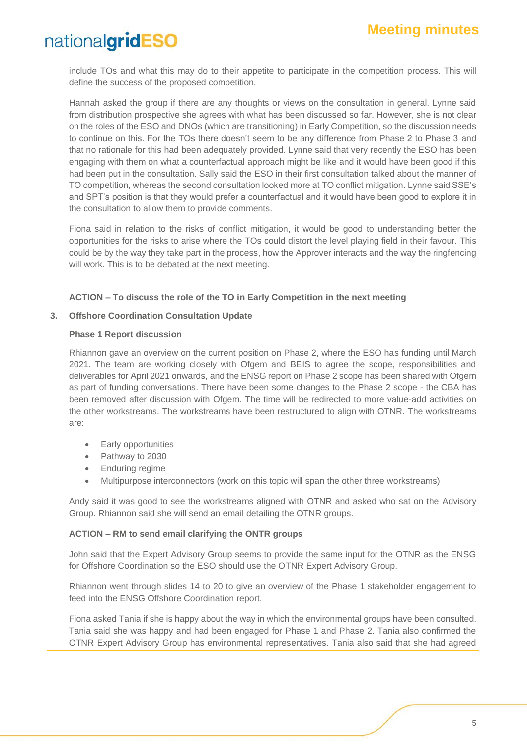include TOs and what this may do to their appetite to participate in the competition process. This will define the success of the proposed competition.

Hannah asked the group if there are any thoughts or views on the consultation in general. Lynne said from distribution prospective she agrees with what has been discussed so far. However, she is not clear on the roles of the ESO and DNOs (which are transitioning) in Early Competition, so the discussion needs to continue on this. For the TOs there doesn't seem to be any difference from Phase 2 to Phase 3 and that no rationale for this had been adequately provided. Lynne said that very recently the ESO has been engaging with them on what a counterfactual approach might be like and it would have been good if this had been put in the consultation. Sally said the ESO in their first consultation talked about the manner of TO competition, whereas the second consultation looked more at TO conflict mitigation. Lynne said SSE's and SPT's position is that they would prefer a counterfactual and it would have been good to explore it in the consultation to allow them to provide comments.

Fiona said in relation to the risks of conflict mitigation, it would be good to understanding better the opportunities for the risks to arise where the TOs could distort the level playing field in their favour. This could be by the way they take part in the process, how the Approver interacts and the way the ringfencing will work. This is to be debated at the next meeting.

**ACTION – To discuss the role of the TO in Early Competition in the next meeting**

**3. Offshore Coordination Consultation Update**

**Phase 1 Report discussion**

Rhiannon gave an overview on the current position on Phase 2, where the ESO has funding until March 2021. The team are working closely with Ofgem and BEIS to agree the scope, responsibilities and deliverables for April 2021 onwards, and the ENSG report on Phase 2 scope has been shared with Ofgem as part of funding conversations. There have been some changes to the Phase 2 scope - the CBA has been removed after discussion with Ofgem. The time will be redirected to more value-add activities on the other workstreams. The workstreams have been restructured to align with OTNR. The workstreams are:

- Early opportunities
- Pathway to 2030
- Enduring regime
- Multipurpose interconnectors (work on this topic will span the other three workstreams)

Andy said it was good to see the workstreams aligned with OTNR and asked who sat on the Advisory Group. Rhiannon said she will send an email detailing the OTNR groups.

**ACTION – RM to send email clarifying the ONTR groups**

John said that the Expert Advisory Group seems to provide the same input for the OTNR as the ENSG for Offshore Coordination so the ESO should use the OTNR Expert Advisory Group.

Rhiannon went through slides 14 to 20 to give an overview of the Phase 1 stakeholder engagement to feed into the ENSG Offshore Coordination report.

Fiona asked Tania if she is happy about the way in which the environmental groups have been consulted. Tania said she was happy and had been engaged for Phase 1 and Phase 2. Tania also confirmed the OTNR Expert Advisory Group has environmental representatives. Tania also said that she had agreed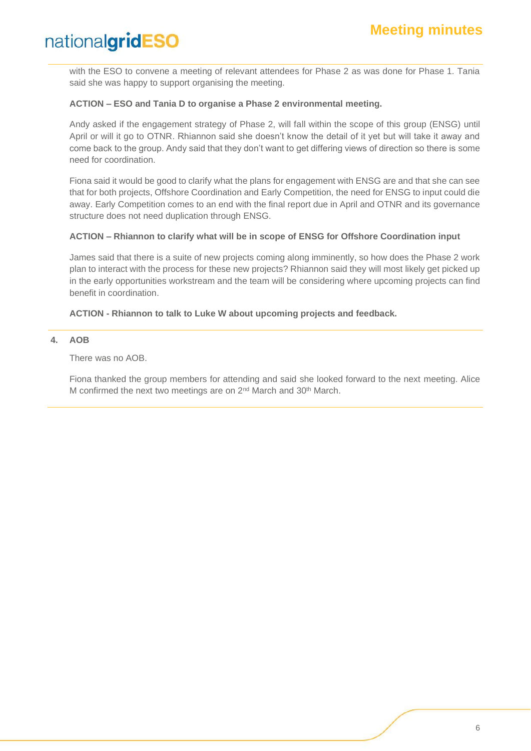with the ESO to convene a meeting of relevant attendees for Phase 2 as was done for Phase 1. Tania said she was happy to support organising the meeting.

**ACTION – ESO and Tania D to organise a Phase 2 environmental meeting.**

Andy asked if the engagement strategy of Phase 2, will fall within the scope of this group (ENSG) until April or will it go to OTNR. Rhiannon said she doesn't know the detail of it yet but will take it away and come back to the group. Andy said that they don't want to get differing views of direction so there is some need for coordination.

Fiona said it would be good to clarify what the plans for engagement with ENSG are and that she can see that for both projects, Offshore Coordination and Early Competition, the need for ENSG to input could die away. Early Competition comes to an end with the final report due in April and OTNR and its governance structure does not need duplication through ENSG.

**ACTION – Rhiannon to clarify what will be in scope of ENSG for Offshore Coordination input**

James said that there is a suite of new projects coming along imminently, so how does the Phase 2 work plan to interact with the process for these new projects? Rhiannon said they will most likely get picked up in the early opportunities workstream and the team will be considering where upcoming projects can find benefit in coordination.

**ACTION - Rhiannon to talk to Luke W about upcoming projects and feedback.**

## 4. AOB

There was no AOB.

Fiona thanked the group members for attending and said she looked forward to the next meeting. Alice M confirmed the next two meetings are on 2nd March and 30th March.